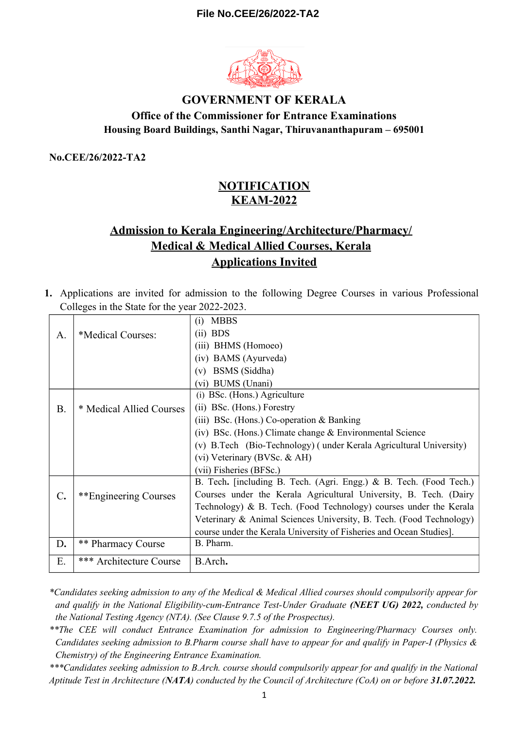File No.CEE/26/2022-TA2

# GOVERNMENT OF KERALA

## Office of the Commissioner for Entrance Examinations

**Housing Board Buildings, Santhi Nagar, Thiruvananthapuram – 695001**

**No.CEE/26/2022-TA2**

## NOTIFICATION
## KEAM-2022

## Admission to Kerala Engineering/Architecture/Pharmacy/ Medical & Medical Allied Courses, Kerala Applications Invited

**1.** Applications are invited for admission to the following Degree Courses in various Professional Colleges in the State for the year 2022-2023.

| | | |
|---|---|---|
| A. | *Medical Courses: | (i) MBBS<br>(ii) BDS<br>(iii) BHMS (Homoeo)<br>(iv) BAMS (Ayurveda)<br>(v) BSMS (Siddha)<br>(vi) BUMS (Unani) |
| B. | * Medical Allied Courses | (i) BSc. (Hons.) Agriculture<br>(ii) BSc. (Hons.) Forestry<br>(iii) BSc. (Hons.) Co-operation & Banking<br>(iv) BSc. (Hons.) Climate change & Environmental Science<br>(v) B.Tech (Bio-Technology) ( under Kerala Agricultural University)<br>(vi) Veterinary (BVSc. & AH)<br>(vii) Fisheries (BFSc.) |
| C. | **Engineering Courses | B. Tech**.** [including B. Tech. (Agri. Engg.) & B. Tech. (Food Tech.) Courses under the Kerala Agricultural University, B. Tech. (Dairy Technology) & B. Tech. (Food Technology) courses under the Kerala Veterinary & Animal Sciences University, B. Tech. (Food Technology) course under the Kerala University of Fisheries and Ocean Studies]. |
| D. | ** Pharmacy Course | B. Pharm. |
| E. | *** Architecture Course | B.Arch**.** |

*\*Candidates seeking admission to any of the Medical & Medical Allied courses should compulsorily appear for and qualify in the National Eligibility-cum-Entrance Test-Under Graduate **(NEET UG) 2022,** conducted by the National Testing Agency (NTA). (See Clause 9.7.5 of the Prospectus).*

*\*\*The CEE will conduct Entrance Examination for admission to Engineering/Pharmacy Courses only. Candidates seeking admission to B.Pharm course shall have to appear for and qualify in Paper-I (Physics & Chemistry) of the Engineering Entrance Examination.*

*\*\*\*Candidates seeking admission to B.Arch. course should compulsorily appear for and qualify in the National Aptitude Test in Architecture (**NATA**) conducted by the Council of Architecture (CoA) on or before **31.07.2022.***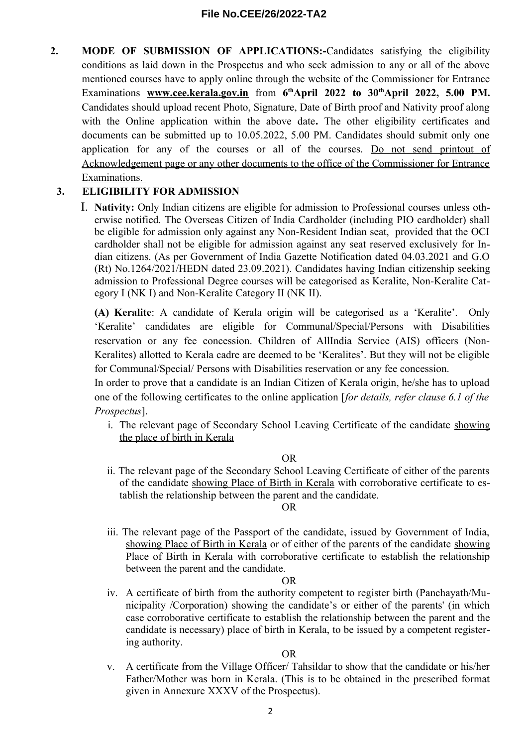**2. MODE OF SUBMISSION OF APPLICATIONS:-**Candidates satisfying the eligibility conditions as laid down in the Prospectus and who seek admission to any or all of the above mentioned courses have to apply online through the website of the Commissioner for Entrance Examinations **www.cee.kerala.gov.in** from **6th April 2022 to 30th April 2022, 5.00 PM.** Candidates should upload recent Photo, Signature, Date of Birth proof and Nativity proof along with the Online application within the above date**.** The other eligibility certificates and documents can be submitted up to 10.05.2022, 5.00 PM. Candidates should submit only one application for any of the courses or all of the courses. Do not send printout of Acknowledgement page or any other documents to the office of the Commissioner for Entrance Examinations.

**3. ELIGIBILITY FOR ADMISSION**

I. **Nativity:** Only Indian citizens are eligible for admission to Professional courses unless otherwise notified. The Overseas Citizen of India Cardholder (including PIO cardholder) shall be eligible for admission only against any Non-Resident Indian seat, provided that the OCI cardholder shall not be eligible for admission against any seat reserved exclusively for Indian citizens. (As per Government of India Gazette Notification dated 04.03.2021 and G.O (Rt) No.1264/2021/HEDN dated 23.09.2021). Candidates having Indian citizenship seeking admission to Professional Degree courses will be categorised as Keralite, Non-Keralite Category I (NK I) and Non-Keralite Category II (NK II).

**(A) Keralite**: A candidate of Kerala origin will be categorised as a 'Keralite'. Only 'Keralite' candidates are eligible for Communal/Special/Persons with Disabilities reservation or any fee concession. Children of AllIndia Service (AIS) officers (Non-Keralites) allotted to Kerala cadre are deemed to be 'Keralites'. But they will not be eligible for Communal/Special/ Persons with Disabilities reservation or any fee concession.

In order to prove that a candidate is an Indian Citizen of Kerala origin, he/she has to upload one of the following certificates to the online application [*for details, refer clause 6.1 of the Prospectus*].

i. The relevant page of Secondary School Leaving Certificate of the candidate showing the place of birth in Kerala

OR

ii. The relevant page of the Secondary School Leaving Certificate of either of the parents of the candidate showing Place of Birth in Kerala with corroborative certificate to establish the relationship between the parent and the candidate.

OR

iii. The relevant page of the Passport of the candidate, issued by Government of India, showing Place of Birth in Kerala or of either of the parents of the candidate showing Place of Birth in Kerala with corroborative certificate to establish the relationship between the parent and the candidate.

OR

iv. A certificate of birth from the authority competent to register birth (Panchayath/Municipality /Corporation) showing the candidate's or either of the parents' (in which case corroborative certificate to establish the relationship between the parent and the candidate is necessary) place of birth in Kerala, to be issued by a competent registering authority.

OR

v. A certificate from the Village Officer/ Tahsildar to show that the candidate or his/her Father/Mother was born in Kerala. (This is to be obtained in the prescribed format given in Annexure XXXV of the Prospectus).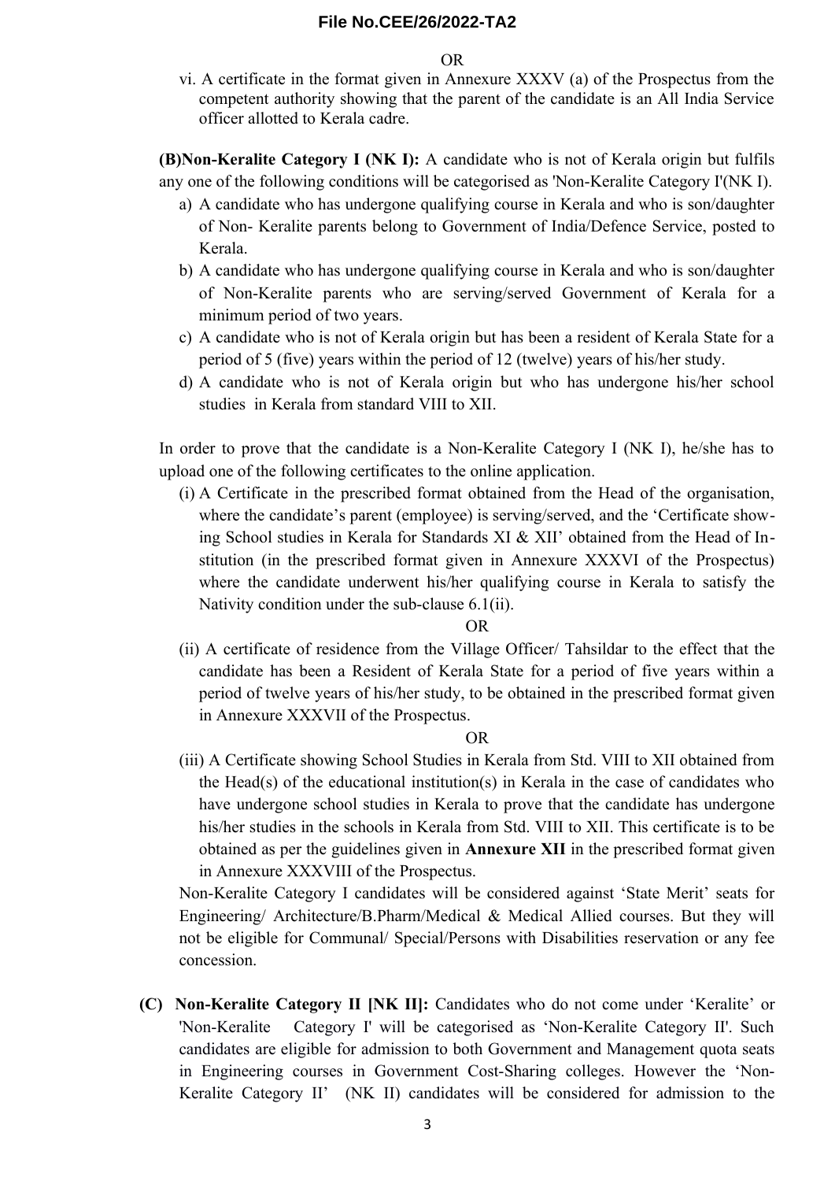OR

vi. A certificate in the format given in Annexure XXXV (a) of the Prospectus from the competent authority showing that the parent of the candidate is an All India Service officer allotted to Kerala cadre.

**(B)Non-Keralite Category I (NK I):** A candidate who is not of Kerala origin but fulfils any one of the following conditions will be categorised as 'Non-Keralite Category I'(NK I).

a) A candidate who has undergone qualifying course in Kerala and who is son/daughter of Non- Keralite parents belong to Government of India/Defence Service, posted to Kerala.
b) A candidate who has undergone qualifying course in Kerala and who is son/daughter of Non-Keralite parents who are serving/served Government of Kerala for a minimum period of two years.
c) A candidate who is not of Kerala origin but has been a resident of Kerala State for a period of 5 (five) years within the period of 12 (twelve) years of his/her study.
d) A candidate who is not of Kerala origin but who has undergone his/her school studies in Kerala from standard VIII to XII.

In order to prove that the candidate is a Non-Keralite Category I (NK I), he/she has to upload one of the following certificates to the online application.

(i) A Certificate in the prescribed format obtained from the Head of the organisation, where the candidate's parent (employee) is serving/served, and the 'Certificate showing School studies in Kerala for Standards XI & XII' obtained from the Head of Institution (in the prescribed format given in Annexure XXXVI of the Prospectus) where the candidate underwent his/her qualifying course in Kerala to satisfy the Nativity condition under the sub-clause 6.1(ii).

OR

(ii) A certificate of residence from the Village Officer/ Tahsildar to the effect that the candidate has been a Resident of Kerala State for a period of five years within a period of twelve years of his/her study, to be obtained in the prescribed format given in Annexure XXXVII of the Prospectus.

OR

(iii) A Certificate showing School Studies in Kerala from Std. VIII to XII obtained from the Head(s) of the educational institution(s) in Kerala in the case of candidates who have undergone school studies in Kerala to prove that the candidate has undergone his/her studies in the schools in Kerala from Std. VIII to XII. This certificate is to be obtained as per the guidelines given in **Annexure XII** in the prescribed format given in Annexure XXXVIII of the Prospectus.

Non-Keralite Category I candidates will be considered against 'State Merit' seats for Engineering/ Architecture/B.Pharm/Medical & Medical Allied courses. But they will not be eligible for Communal/ Special/Persons with Disabilities reservation or any fee concession.

**(C) Non-Keralite Category II [NK II]:** Candidates who do not come under 'Keralite' or 'Non-Keralite Category I' will be categorised as 'Non-Keralite Category II'. Such candidates are eligible for admission to both Government and Management quota seats in Engineering courses in Government Cost-Sharing colleges. However the 'Non-Keralite Category II' (NK II) candidates will be considered for admission to the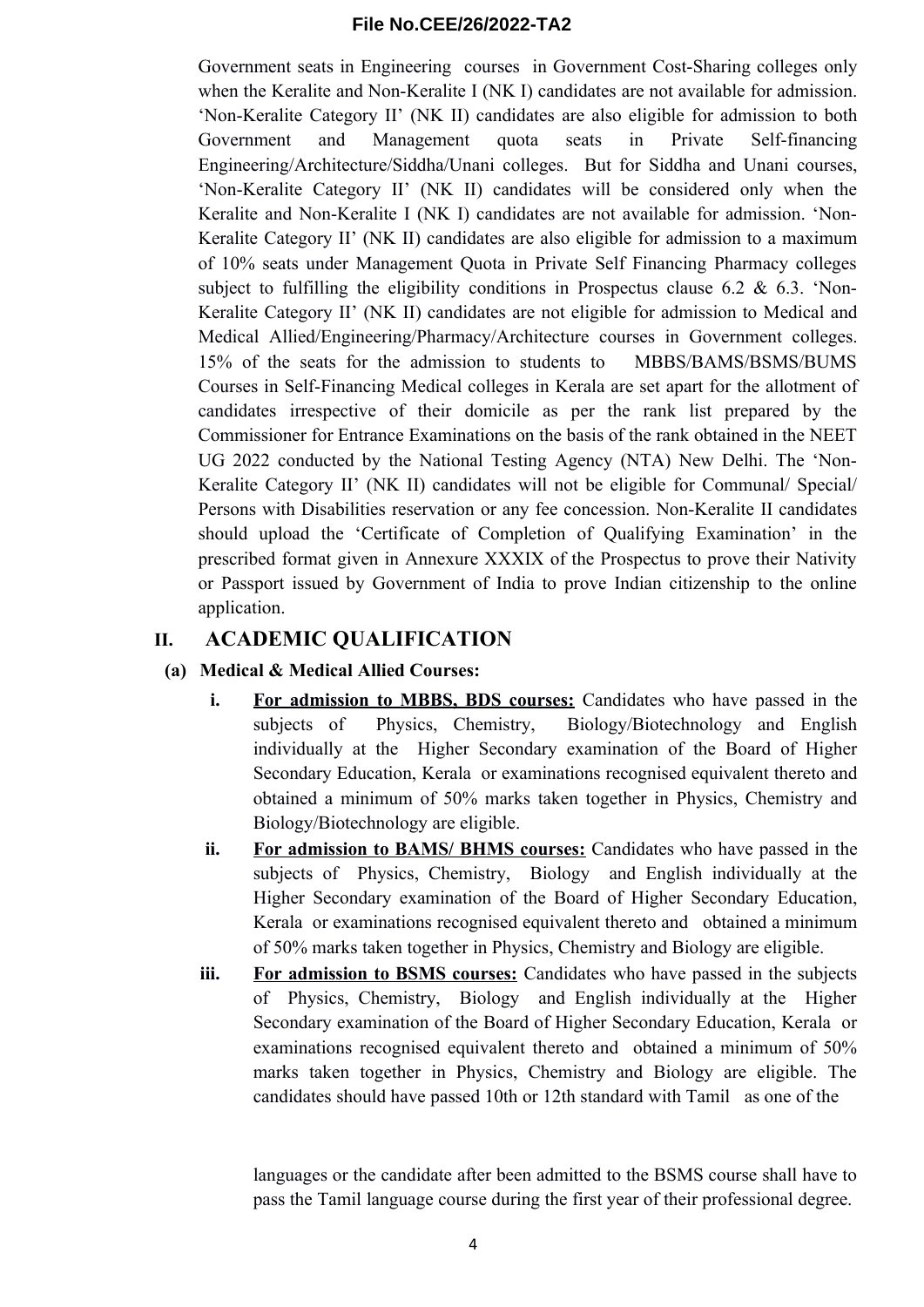Government seats in Engineering courses in Government Cost-Sharing colleges only when the Keralite and Non-Keralite I (NK I) candidates are not available for admission. 'Non-Keralite Category II' (NK II) candidates are also eligible for admission to both Government and Management quota seats in Private Self-financing Engineering/Architecture/Siddha/Unani colleges. But for Siddha and Unani courses, 'Non-Keralite Category II' (NK II) candidates will be considered only when the Keralite and Non-Keralite I (NK I) candidates are not available for admission. 'Non-Keralite Category II' (NK II) candidates are also eligible for admission to a maximum of 10% seats under Management Quota in Private Self Financing Pharmacy colleges subject to fulfilling the eligibility conditions in Prospectus clause 6.2 & 6.3. 'Non-Keralite Category II' (NK II) candidates are not eligible for admission to Medical and Medical Allied/Engineering/Pharmacy/Architecture courses in Government colleges. 15% of the seats for the admission to students to MBBS/BAMS/BSMS/BUMS Courses in Self-Financing Medical colleges in Kerala are set apart for the allotment of candidates irrespective of their domicile as per the rank list prepared by the Commissioner for Entrance Examinations on the basis of the rank obtained in the NEET UG 2022 conducted by the National Testing Agency (NTA) New Delhi. The 'Non-Keralite Category II' (NK II) candidates will not be eligible for Communal/ Special/ Persons with Disabilities reservation or any fee concession. Non-Keralite II candidates should upload the 'Certificate of Completion of Qualifying Examination' in the prescribed format given in Annexure XXXIX of the Prospectus to prove their Nativity or Passport issued by Government of India to prove Indian citizenship to the online application.

## II. ACADEMIC QUALIFICATION

### (a) Medical & Medical Allied Courses:

i. **For admission to MBBS, BDS courses:** Candidates who have passed in the subjects of Physics, Chemistry, Biology/Biotechnology and English individually at the Higher Secondary examination of the Board of Higher Secondary Education, Kerala or examinations recognised equivalent thereto and obtained a minimum of 50% marks taken together in Physics, Chemistry and Biology/Biotechnology are eligible.

ii. **For admission to BAMS/ BHMS courses:** Candidates who have passed in the subjects of Physics, Chemistry, Biology and English individually at the Higher Secondary examination of the Board of Higher Secondary Education, Kerala or examinations recognised equivalent thereto and obtained a minimum of 50% marks taken together in Physics, Chemistry and Biology are eligible.

iii. **For admission to BSMS courses:** Candidates who have passed in the subjects of Physics, Chemistry, Biology and English individually at the Higher Secondary examination of the Board of Higher Secondary Education, Kerala or examinations recognised equivalent thereto and obtained a minimum of 50% marks taken together in Physics, Chemistry and Biology are eligible. The candidates should have passed 10th or 12th standard with Tamil as one of the languages or the candidate after been admitted to the BSMS course shall have to pass the Tamil language course during the first year of their professional degree.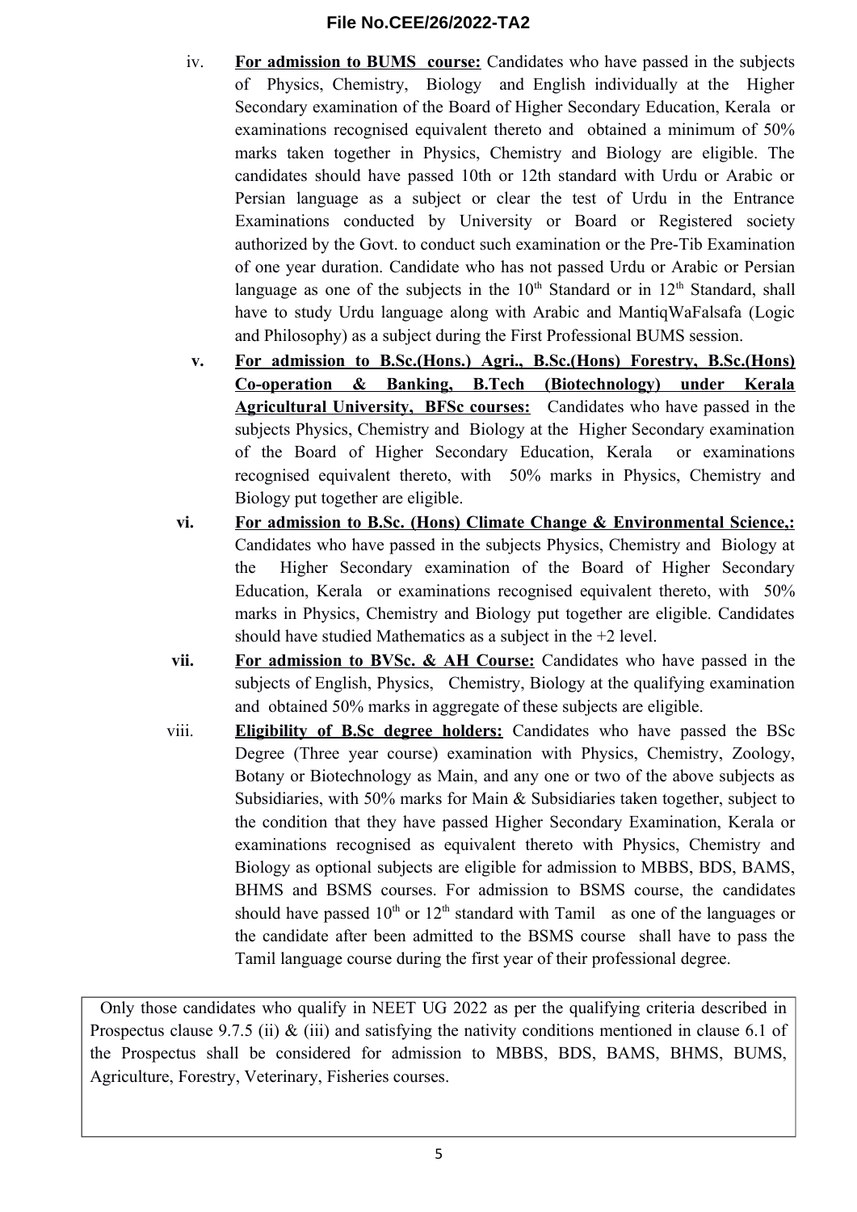iv. **For admission to BUMS course:** Candidates who have passed in the subjects of Physics, Chemistry, Biology and English individually at the Higher Secondary examination of the Board of Higher Secondary Education, Kerala or examinations recognised equivalent thereto and obtained a minimum of 50% marks taken together in Physics, Chemistry and Biology are eligible. The candidates should have passed 10th or 12th standard with Urdu or Arabic or Persian language as a subject or clear the test of Urdu in the Entrance Examinations conducted by University or Board or Registered society authorized by the Govt. to conduct such examination or the Pre-Tib Examination of one year duration. Candidate who has not passed Urdu or Arabic or Persian language as one of the subjects in the 10th Standard or in 12th Standard, shall have to study Urdu language along with Arabic and MantiqWaFalsafa (Logic and Philosophy) as a subject during the First Professional BUMS session.

v. **For admission to B.Sc.(Hons.) Agri., B.Sc.(Hons) Forestry, B.Sc.(Hons) Co-operation & Banking, B.Tech (Biotechnology) under Kerala Agricultural University, BFSc courses:** Candidates who have passed in the subjects Physics, Chemistry and Biology at the Higher Secondary examination of the Board of Higher Secondary Education, Kerala or examinations recognised equivalent thereto, with 50% marks in Physics, Chemistry and Biology put together are eligible.

vi. **For admission to B.Sc. (Hons) Climate Change & Environmental Science,:** Candidates who have passed in the subjects Physics, Chemistry and Biology at the Higher Secondary examination of the Board of Higher Secondary Education, Kerala or examinations recognised equivalent thereto, with 50% marks in Physics, Chemistry and Biology put together are eligible. Candidates should have studied Mathematics as a subject in the +2 level.

vii. **For admission to BVSc. & AH Course:** Candidates who have passed in the subjects of English, Physics, Chemistry, Biology at the qualifying examination and obtained 50% marks in aggregate of these subjects are eligible.

viii. **Eligibility of B.Sc degree holders:** Candidates who have passed the BSc Degree (Three year course) examination with Physics, Chemistry, Zoology, Botany or Biotechnology as Main, and any one or two of the above subjects as Subsidiaries, with 50% marks for Main & Subsidiaries taken together, subject to the condition that they have passed Higher Secondary Examination, Kerala or examinations recognised as equivalent thereto with Physics, Chemistry and Biology as optional subjects are eligible for admission to MBBS, BDS, BAMS, BHMS and BSMS courses. For admission to BSMS course, the candidates should have passed 10th or 12th standard with Tamil as one of the languages or the candidate after been admitted to the BSMS course shall have to pass the Tamil language course during the first year of their professional degree.

Only those candidates who qualify in NEET UG 2022 as per the qualifying criteria described in Prospectus clause 9.7.5 (ii) & (iii) and satisfying the nativity conditions mentioned in clause 6.1 of the Prospectus shall be considered for admission to MBBS, BDS, BAMS, BHMS, BUMS, Agriculture, Forestry, Veterinary, Fisheries courses.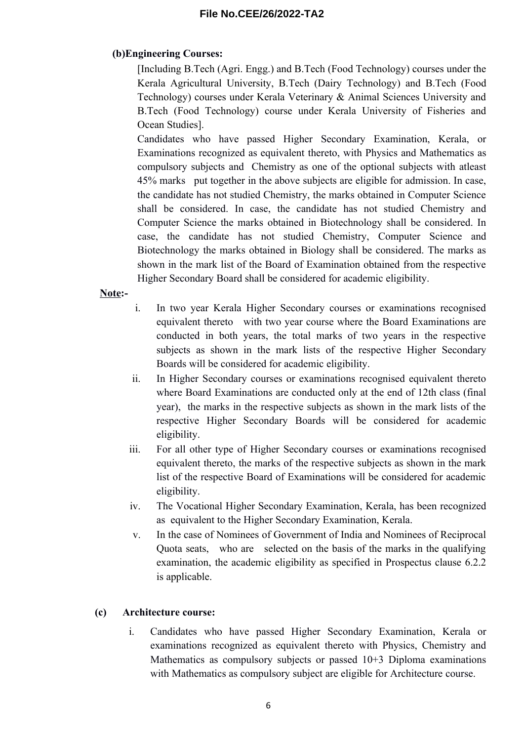**(b)Engineering Courses:**

[Including B.Tech (Agri. Engg.) and B.Tech (Food Technology) courses under the Kerala Agricultural University, B.Tech (Dairy Technology) and B.Tech (Food Technology) courses under Kerala Veterinary & Animal Sciences University and B.Tech (Food Technology) course under Kerala University of Fisheries and Ocean Studies].

Candidates who have passed Higher Secondary Examination, Kerala, or Examinations recognized as equivalent thereto, with Physics and Mathematics as compulsory subjects and Chemistry as one of the optional subjects with atleast 45% marks put together in the above subjects are eligible for admission. In case, the candidate has not studied Chemistry, the marks obtained in Computer Science shall be considered. In case, the candidate has not studied Chemistry and Computer Science the marks obtained in Biotechnology shall be considered. In case, the candidate has not studied Chemistry, Computer Science and Biotechnology the marks obtained in Biology shall be considered. The marks as shown in the mark list of the Board of Examination obtained from the respective Higher Secondary Board shall be considered for academic eligibility.

**Note:-**

i. In two year Kerala Higher Secondary courses or examinations recognised equivalent thereto with two year course where the Board Examinations are conducted in both years, the total marks of two years in the respective subjects as shown in the mark lists of the respective Higher Secondary Boards will be considered for academic eligibility.

ii. In Higher Secondary courses or examinations recognised equivalent thereto where Board Examinations are conducted only at the end of 12th class (final year), the marks in the respective subjects as shown in the mark lists of the respective Higher Secondary Boards will be considered for academic eligibility.

iii. For all other type of Higher Secondary courses or examinations recognised equivalent thereto, the marks of the respective subjects as shown in the mark list of the respective Board of Examinations will be considered for academic eligibility.

iv. The Vocational Higher Secondary Examination, Kerala, has been recognized as equivalent to the Higher Secondary Examination, Kerala.

v. In the case of Nominees of Government of India and Nominees of Reciprocal Quota seats, who are selected on the basis of the marks in the qualifying examination, the academic eligibility as specified in Prospectus clause 6.2.2 is applicable.

**(c) Architecture course:**

i. Candidates who have passed Higher Secondary Examination, Kerala or examinations recognized as equivalent thereto with Physics, Chemistry and Mathematics as compulsory subjects or passed 10+3 Diploma examinations with Mathematics as compulsory subject are eligible for Architecture course.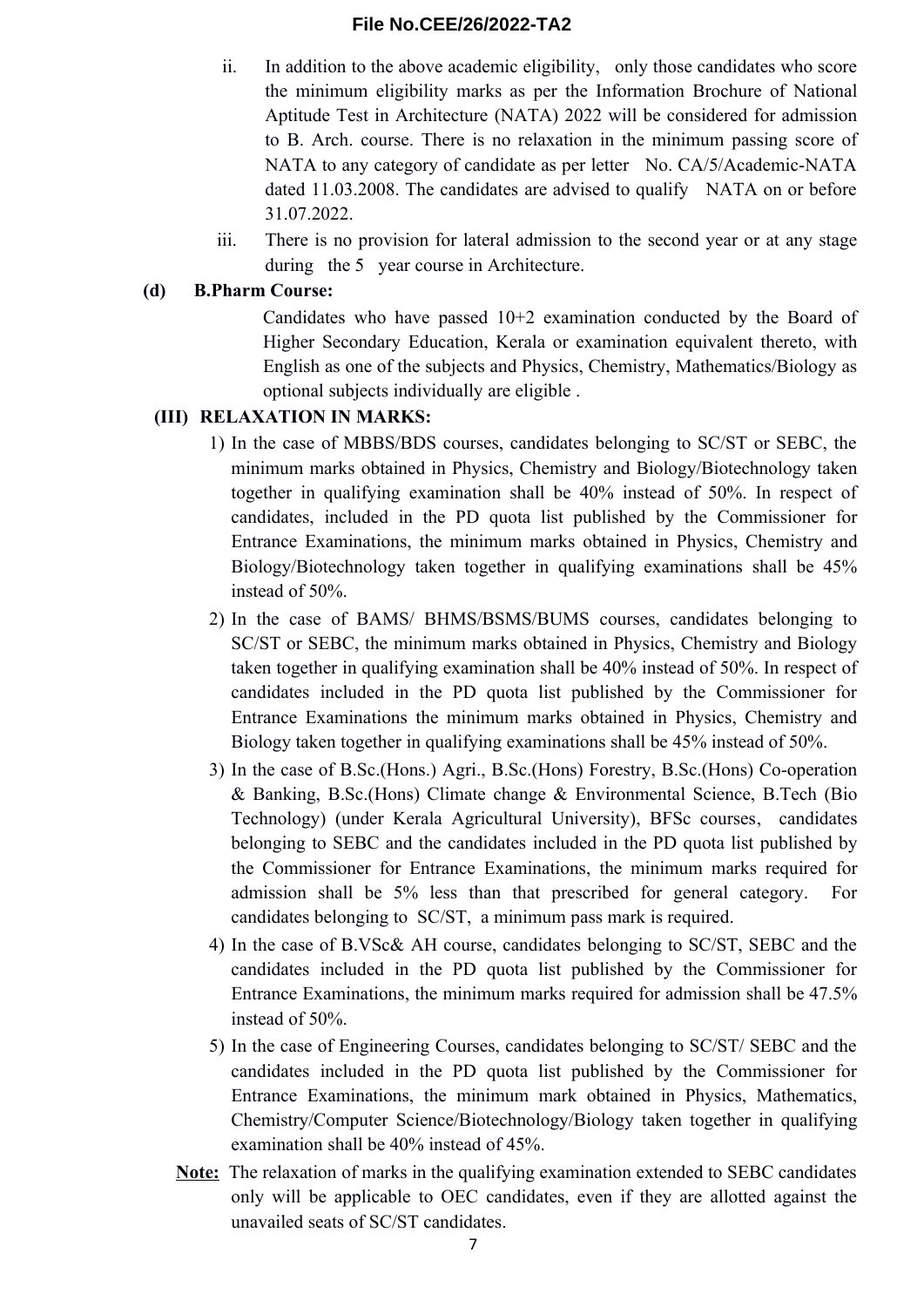ii. In addition to the above academic eligibility, only those candidates who score the minimum eligibility marks as per the Information Brochure of National Aptitude Test in Architecture (NATA) 2022 will be considered for admission to B. Arch. course. There is no relaxation in the minimum passing score of NATA to any category of candidate as per letter No. CA/5/Academic-NATA dated 11.03.2008. The candidates are advised to qualify NATA on or before 31.07.2022.

iii. There is no provision for lateral admission to the second year or at any stage during the 5 year course in Architecture.

**(d) B.Pharm Course:**

Candidates who have passed 10+2 examination conducted by the Board of Higher Secondary Education, Kerala or examination equivalent thereto, with English as one of the subjects and Physics, Chemistry, Mathematics/Biology as optional subjects individually are eligible .

**(III) RELAXATION IN MARKS:**

1) In the case of MBBS/BDS courses, candidates belonging to SC/ST or SEBC, the minimum marks obtained in Physics, Chemistry and Biology/Biotechnology taken together in qualifying examination shall be 40% instead of 50%. In respect of candidates, included in the PD quota list published by the Commissioner for Entrance Examinations, the minimum marks obtained in Physics, Chemistry and Biology/Biotechnology taken together in qualifying examinations shall be 45% instead of 50%.

2) In the case of BAMS/ BHMS/BSMS/BUMS courses, candidates belonging to SC/ST or SEBC, the minimum marks obtained in Physics, Chemistry and Biology taken together in qualifying examination shall be 40% instead of 50%. In respect of candidates included in the PD quota list published by the Commissioner for Entrance Examinations the minimum marks obtained in Physics, Chemistry and Biology taken together in qualifying examinations shall be 45% instead of 50%.

3) In the case of B.Sc.(Hons.) Agri., B.Sc.(Hons) Forestry, B.Sc.(Hons) Co-operation & Banking, B.Sc.(Hons) Climate change & Environmental Science, B.Tech (Bio Technology) (under Kerala Agricultural University), BFSc courses, candidates belonging to SEBC and the candidates included in the PD quota list published by the Commissioner for Entrance Examinations, the minimum marks required for admission shall be 5% less than that prescribed for general category. For candidates belonging to SC/ST, a minimum pass mark is required.

4) In the case of B.VSc& AH course, candidates belonging to SC/ST, SEBC and the candidates included in the PD quota list published by the Commissioner for Entrance Examinations, the minimum marks required for admission shall be 47.5% instead of 50%.

5) In the case of Engineering Courses, candidates belonging to SC/ST/ SEBC and the candidates included in the PD quota list published by the Commissioner for Entrance Examinations, the minimum mark obtained in Physics, Mathematics, Chemistry/Computer Science/Biotechnology/Biology taken together in qualifying examination shall be 40% instead of 45%.

**Note:** The relaxation of marks in the qualifying examination extended to SEBC candidates only will be applicable to OEC candidates, even if they are allotted against the unavailed seats of SC/ST candidates.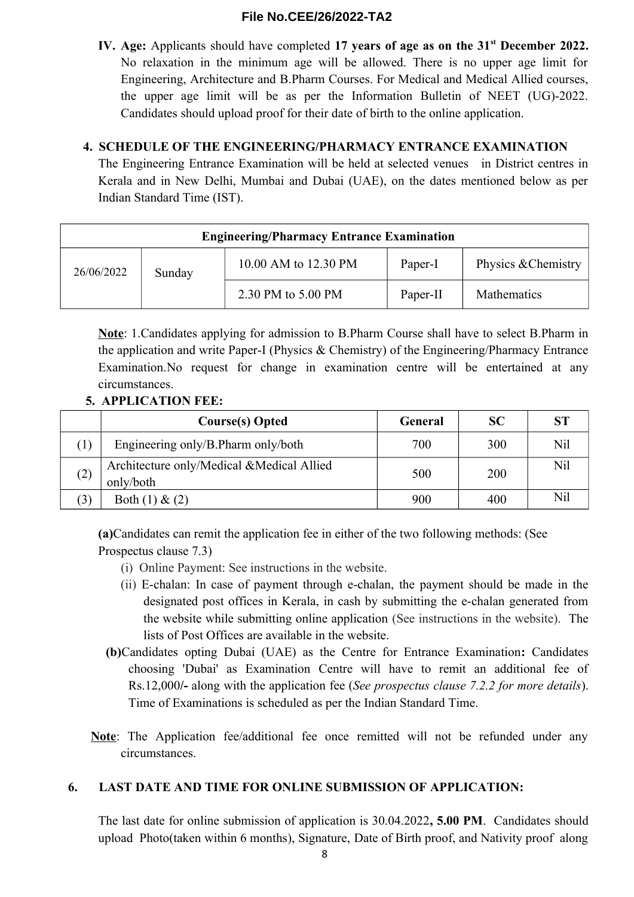**IV. Age:** Applicants should have completed **17 years of age as on the 31st December 2022.** No relaxation in the minimum age will be allowed. There is no upper age limit for Engineering, Architecture and B.Pharm Courses. For Medical and Medical Allied courses, the upper age limit will be as per the Information Bulletin of NEET (UG)-2022. Candidates should upload proof for their date of birth to the online application.

## 4. SCHEDULE OF THE ENGINEERING/PHARMACY ENTRANCE EXAMINATION

The Engineering Entrance Examination will be held at selected venues in District centres in Kerala and in New Delhi, Mumbai and Dubai (UAE), on the dates mentioned below as per Indian Standard Time (IST).

| **Engineering/Pharmacy Entrance Examination** | | | | |
|---|---|---|---|---|
| 26/06/2022 | Sunday | 10.00 AM to 12.30 PM | Paper-I | Physics &Chemistry |
| | | 2.30 PM to 5.00 PM | Paper-II | Mathematics |

**Note**: 1.Candidates applying for admission to B.Pharm Course shall have to select B.Pharm in the application and write Paper-I (Physics & Chemistry) of the Engineering/Pharmacy Entrance Examination.No request for change in examination centre will be entertained at any circumstances.

## 5. APPLICATION FEE:

| | **Course(s) Opted** | **General** | **SC** | **ST** |
|---|---|---|---|---|
| (1) | Engineering only/B.Pharm only/both | 700 | 300 | Nil |
| (2) | Architecture only/Medical &Medical Allied only/both | 500 | 200 | Nil |
| (3) | Both (1) & (2) | 900 | 400 | Nil |

**(a)**Candidates can remit the application fee in either of the two following methods: (See Prospectus clause 7.3)

(i) Online Payment: See instructions in the website.

(ii) E-chalan: In case of payment through e-chalan, the payment should be made in the designated post offices in Kerala, in cash by submitting the e-chalan generated from the website while submitting online application (See instructions in the website). The lists of Post Offices are available in the website.

**(b)**Candidates opting Dubai (UAE) as the Centre for Entrance Examination**:** Candidates choosing 'Dubai' as Examination Centre will have to remit an additional fee of Rs.12,000**/-** along with the application fee (*See prospectus clause 7.2.2 for more details*). Time of Examinations is scheduled as per the Indian Standard Time.

**Note**: The Application fee/additional fee once remitted will not be refunded under any circumstances.

## 6. LAST DATE AND TIME FOR ONLINE SUBMISSION OF APPLICATION:

The last date for online submission of application is 30.04.2022**, 5.00 PM**. Candidates should upload Photo(taken within 6 months), Signature, Date of Birth proof, and Nativity proof along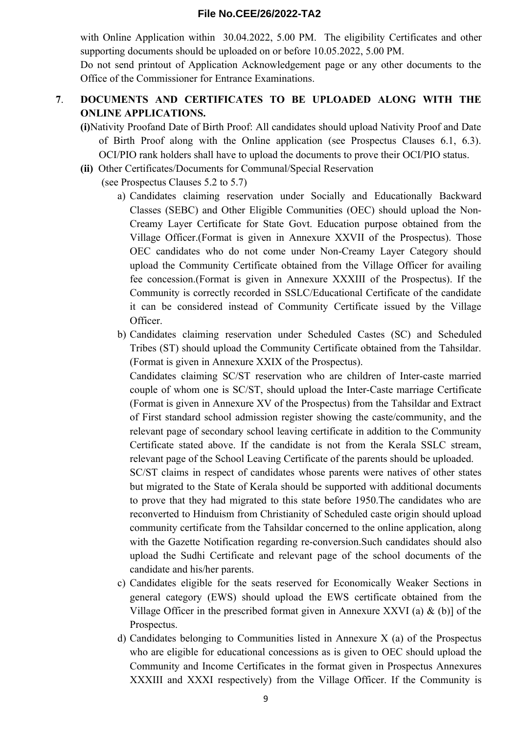with Online Application within 30.04.2022, 5.00 PM. The eligibility Certificates and other supporting documents should be uploaded on or before 10.05.2022, 5.00 PM.

Do not send printout of Application Acknowledgement page or any other documents to the Office of the Commissioner for Entrance Examinations.

**7. DOCUMENTS AND CERTIFICATES TO BE UPLOADED ALONG WITH THE ONLINE APPLICATIONS.**

**(i)** Nativity Proofand Date of Birth Proof: All candidates should upload Nativity Proof and Date of Birth Proof along with the Online application (see Prospectus Clauses 6.1, 6.3). OCI/PIO rank holders shall have to upload the documents to prove their OCI/PIO status.

**(ii)** Other Certificates/Documents for Communal/Special Reservation (see Prospectus Clauses 5.2 to 5.7)

a) Candidates claiming reservation under Socially and Educationally Backward Classes (SEBC) and Other Eligible Communities (OEC) should upload the Non-Creamy Layer Certificate for State Govt. Education purpose obtained from the Village Officer.(Format is given in Annexure XXVII of the Prospectus). Those OEC candidates who do not come under Non-Creamy Layer Category should upload the Community Certificate obtained from the Village Officer for availing fee concession.(Format is given in Annexure XXXIII of the Prospectus). If the Community is correctly recorded in SSLC/Educational Certificate of the candidate it can be considered instead of Community Certificate issued by the Village Officer.

b) Candidates claiming reservation under Scheduled Castes (SC) and Scheduled Tribes (ST) should upload the Community Certificate obtained from the Tahsildar. (Format is given in Annexure XXIX of the Prospectus).

Candidates claiming SC/ST reservation who are children of Inter-caste married couple of whom one is SC/ST, should upload the Inter-Caste marriage Certificate (Format is given in Annexure XV of the Prospectus) from the Tahsildar and Extract of First standard school admission register showing the caste/community, and the relevant page of secondary school leaving certificate in addition to the Community Certificate stated above. If the candidate is not from the Kerala SSLC stream, relevant page of the School Leaving Certificate of the parents should be uploaded.

SC/ST claims in respect of candidates whose parents were natives of other states but migrated to the State of Kerala should be supported with additional documents to prove that they had migrated to this state before 1950.The candidates who are reconverted to Hinduism from Christianity of Scheduled caste origin should upload community certificate from the Tahsildar concerned to the online application, along with the Gazette Notification regarding re-conversion.Such candidates should also upload the Sudhi Certificate and relevant page of the school documents of the candidate and his/her parents.

c) Candidates eligible for the seats reserved for Economically Weaker Sections in general category (EWS) should upload the EWS certificate obtained from the Village Officer in the prescribed format given in Annexure XXVI (a) & (b)] of the Prospectus.

d) Candidates belonging to Communities listed in Annexure X (a) of the Prospectus who are eligible for educational concessions as is given to OEC should upload the Community and Income Certificates in the format given in Prospectus Annexures XXXIII and XXXI respectively) from the Village Officer. If the Community is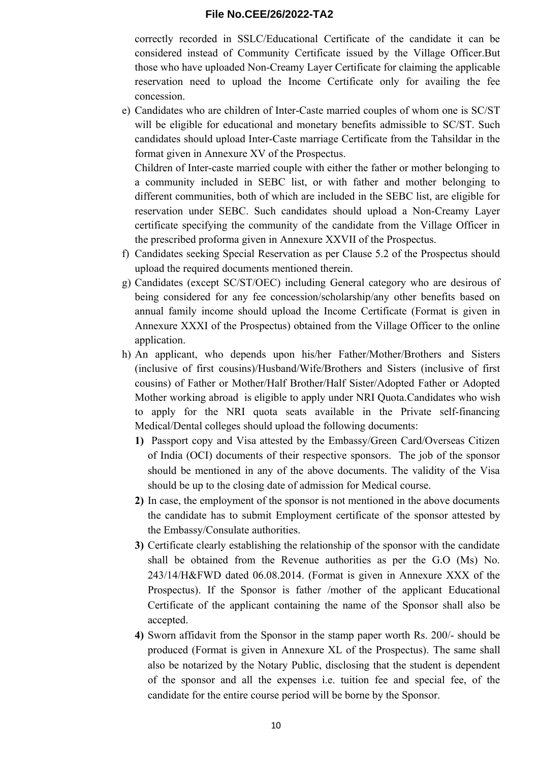correctly recorded in SSLC/Educational Certificate of the candidate it can be considered instead of Community Certificate issued by the Village Officer.But those who have uploaded Non-Creamy Layer Certificate for claiming the applicable reservation need to upload the Income Certificate only for availing the fee concession.

e) Candidates who are children of Inter-Caste married couples of whom one is SC/ST will be eligible for educational and monetary benefits admissible to SC/ST. Such candidates should upload Inter-Caste marriage Certificate from the Tahsildar in the format given in Annexure XV of the Prospectus.
   Children of Inter-caste married couple with either the father or mother belonging to a community included in SEBC list, or with father and mother belonging to different communities, both of which are included in the SEBC list, are eligible for reservation under SEBC. Such candidates should upload a Non-Creamy Layer certificate specifying the community of the candidate from the Village Officer in the prescribed proforma given in Annexure XXVII of the Prospectus.

f) Candidates seeking Special Reservation as per Clause 5.2 of the Prospectus should upload the required documents mentioned therein.

g) Candidates (except SC/ST/OEC) including General category who are desirous of being considered for any fee concession/scholarship/any other benefits based on annual family income should upload the Income Certificate (Format is given in Annexure XXXI of the Prospectus) obtained from the Village Officer to the online application.

h) An applicant, who depends upon his/her Father/Mother/Brothers and Sisters (inclusive of first cousins)/Husband/Wife/Brothers and Sisters (inclusive of first cousins) of Father or Mother/Half Brother/Half Sister/Adopted Father or Adopted Mother working abroad is eligible to apply under NRI Quota.Candidates who wish to apply for the NRI quota seats available in the Private self-financing Medical/Dental colleges should upload the following documents:

   **1)** Passport copy and Visa attested by the Embassy/Green Card/Overseas Citizen of India (OCI) documents of their respective sponsors. The job of the sponsor should be mentioned in any of the above documents. The validity of the Visa should be up to the closing date of admission for Medical course.

   **2)** In case, the employment of the sponsor is not mentioned in the above documents the candidate has to submit Employment certificate of the sponsor attested by the Embassy/Consulate authorities.

   **3)** Certificate clearly establishing the relationship of the sponsor with the candidate shall be obtained from the Revenue authorities as per the G.O (Ms) No. 243/14/H&FWD dated 06.08.2014. (Format is given in Annexure XXX of the Prospectus). If the Sponsor is father /mother of the applicant Educational Certificate of the applicant containing the name of the Sponsor shall also be accepted.

   **4)** Sworn affidavit from the Sponsor in the stamp paper worth Rs. 200/- should be produced (Format is given in Annexure XL of the Prospectus). The same shall also be notarized by the Notary Public, disclosing that the student is dependent of the sponsor and all the expenses i.e. tuition fee and special fee, of the candidate for the entire course period will be borne by the Sponsor.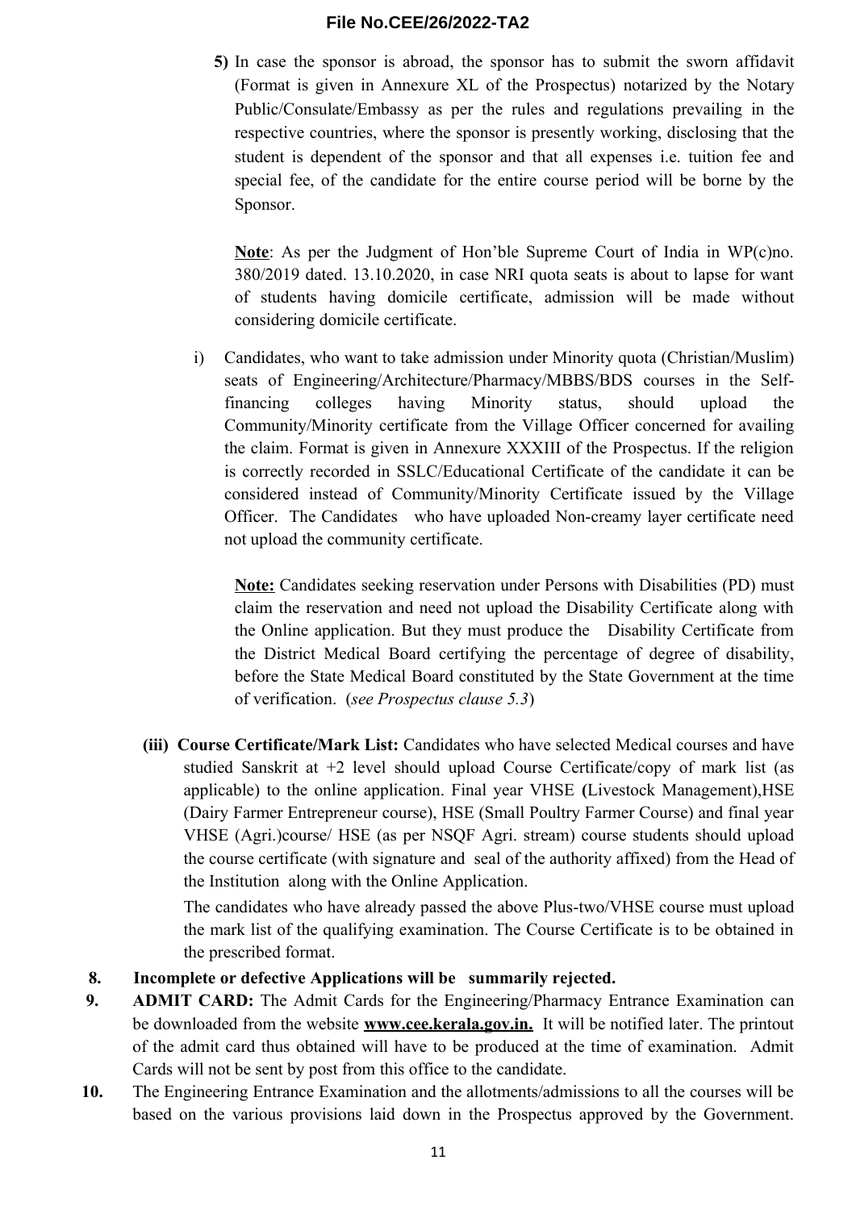5) In case the sponsor is abroad, the sponsor has to submit the sworn affidavit (Format is given in Annexure XL of the Prospectus) notarized by the Notary Public/Consulate/Embassy as per the rules and regulations prevailing in the respective countries, where the sponsor is presently working, disclosing that the student is dependent of the sponsor and that all expenses i.e. tuition fee and special fee, of the candidate for the entire course period will be borne by the Sponsor.

**Note**: As per the Judgment of Hon'ble Supreme Court of India in WP(c)no. 380/2019 dated. 13.10.2020, in case NRI quota seats is about to lapse for want of students having domicile certificate, admission will be made without considering domicile certificate.

i) Candidates, who want to take admission under Minority quota (Christian/Muslim) seats of Engineering/Architecture/Pharmacy/MBBS/BDS courses in the Self-financing colleges having Minority status, should upload the Community/Minority certificate from the Village Officer concerned for availing the claim. Format is given in Annexure XXXIII of the Prospectus. If the religion is correctly recorded in SSLC/Educational Certificate of the candidate it can be considered instead of Community/Minority Certificate issued by the Village Officer. The Candidates who have uploaded Non-creamy layer certificate need not upload the community certificate.

**Note:** Candidates seeking reservation under Persons with Disabilities (PD) must claim the reservation and need not upload the Disability Certificate along with the Online application. But they must produce the Disability Certificate from the District Medical Board certifying the percentage of degree of disability, before the State Medical Board constituted by the State Government at the time of verification. (*see Prospectus clause 5.3*)

**(iii) Course Certificate/Mark List:** Candidates who have selected Medical courses and have studied Sanskrit at +2 level should upload Course Certificate/copy of mark list (as applicable) to the online application. Final year VHSE **(**Livestock Management),HSE (Dairy Farmer Entrepreneur course), HSE (Small Poultry Farmer Course) and final year VHSE (Agri.)course/ HSE (as per NSQF Agri. stream) course students should upload the course certificate (with signature and seal of the authority affixed) from the Head of the Institution along with the Online Application.

The candidates who have already passed the above Plus-two/VHSE course must upload the mark list of the qualifying examination. The Course Certificate is to be obtained in the prescribed format.

**8. Incomplete or defective Applications will be summarily rejected.**

**9. ADMIT CARD:** The Admit Cards for the Engineering/Pharmacy Entrance Examination can be downloaded from the website **www.cee.kerala.gov.in.** It will be notified later. The printout of the admit card thus obtained will have to be produced at the time of examination. Admit Cards will not be sent by post from this office to the candidate.

**10.** The Engineering Entrance Examination and the allotments/admissions to all the courses will be based on the various provisions laid down in the Prospectus approved by the Government.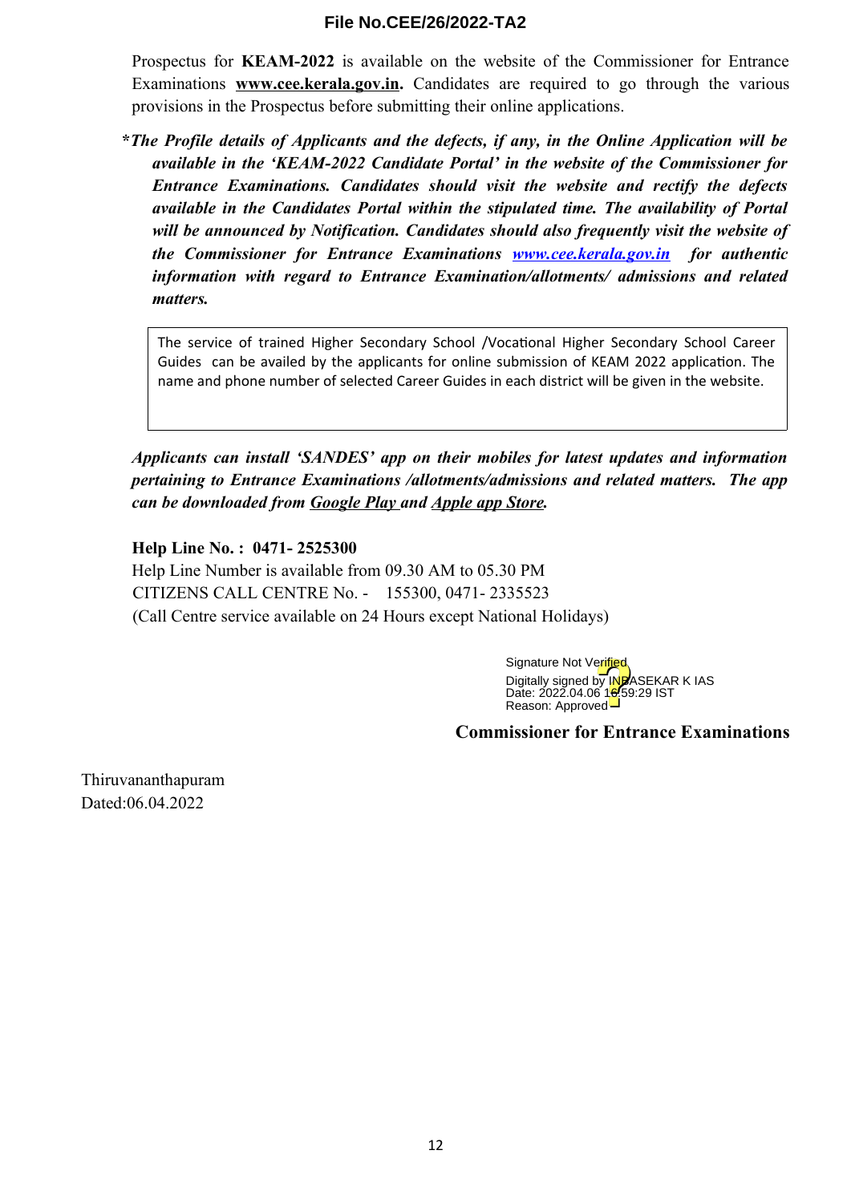Prospectus for **KEAM-2022** is available on the website of the Commissioner for Entrance Examinations **www.cee.kerala.gov.in.** Candidates are required to go through the various provisions in the Prospectus before submitting their online applications.

***The Profile details of Applicants and the defects, if any, in the Online Application will be available in the 'KEAM-2022 Candidate Portal' in the website of the Commissioner for Entrance Examinations. Candidates should visit the website and rectify the defects available in the Candidates Portal within the stipulated time. The availability of Portal will be announced by Notification. Candidates should also frequently visit the website of the Commissioner for Entrance Examinations www.cee.kerala.gov.in for authentic information with regard to Entrance Examination/allotments/ admissions and related matters.***

The service of trained Higher Secondary School /Vocational Higher Secondary School Career Guides can be availed by the applicants for online submission of KEAM 2022 application. The name and phone number of selected Career Guides in each district will be given in the website.

***Applicants can install 'SANDES' app on their mobiles for latest updates and information pertaining to Entrance Examinations /allotments/admissions and related matters. The app can be downloaded from Google Play and Apple app Store.***

**Help Line No. : 0471- 2525300**

Help Line Number is available from 09.30 AM to 05.30 PM

CITIZENS CALL CENTRE No. - 155300, 0471- 2335523

(Call Centre service available on 24 Hours except National Holidays)

Signature Not Verified
Digitally signed by INBASEKAR K IAS
Date: 2022.04.06 16:59:29 IST
Reason: Approved

**Commissioner for Entrance Examinations**

Thiruvananthapuram
Dated:06.04.2022